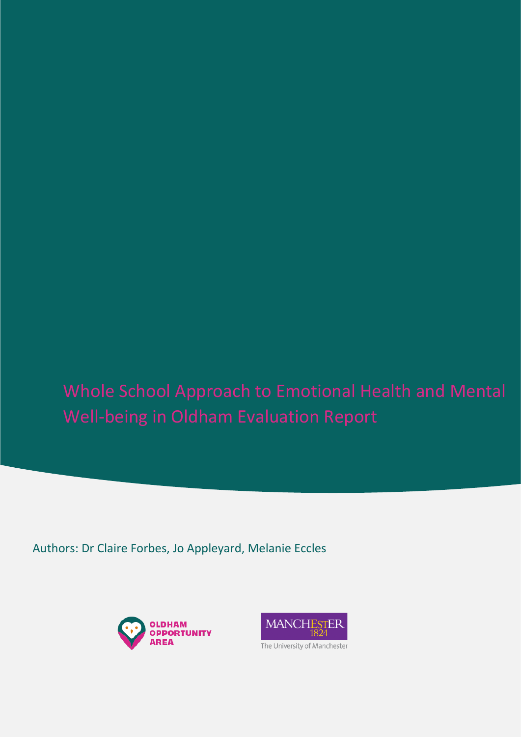# Whole School Approach to Emotional Health and Mental Well-being in Oldham Evaluation Report

Authors: Dr Claire Forbes, Jo Appleyard, Melanie Eccles

OLDHAM OPPORTUNITY AREA

MANCHESTER 1824

The University of Manchester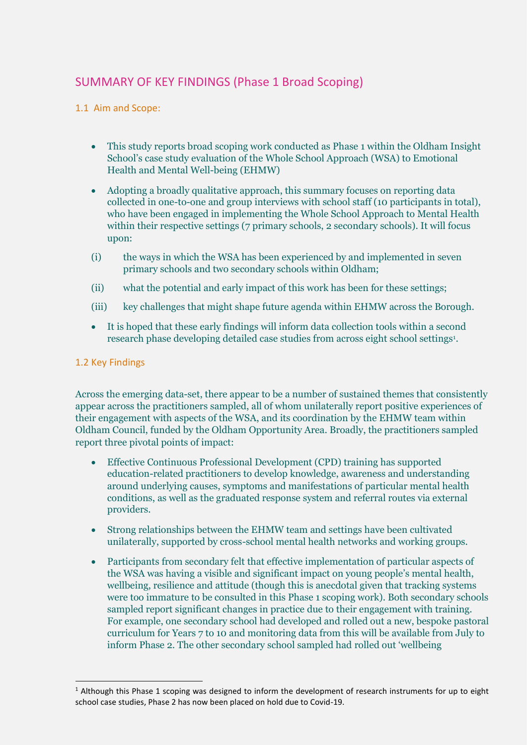# SUMMARY OF KEY FINDINGS (Phase 1 Broad Scoping)

## 1.1 Aim and Scope:

- This study reports broad scoping work conducted as Phase 1 within the Oldham Insight School's case study evaluation of the Whole School Approach (WSA) to Emotional Health and Mental Well-being (EHMW)
- Adopting a broadly qualitative approach, this summary focuses on reporting data collected in one-to-one and group interviews with school staff (10 participants in total), who have been engaged in implementing the Whole School Approach to Mental Health within their respective settings (7 primary schools, 2 secondary schools). It will focus upon:

(i) the ways in which the WSA has been experienced by and implemented in seven primary schools and two secondary schools within Oldham;

(ii) what the potential and early impact of this work has been for these settings;

(iii) key challenges that might shape future agenda within EHMW across the Borough.

- It is hoped that these early findings will inform data collection tools within a second research phase developing detailed case studies from across eight school settings[1].

## 1.2 Key Findings

Across the emerging data-set, there appear to be a number of sustained themes that consistently appear across the practitioners sampled, all of whom unilaterally report positive experiences of their engagement with aspects of the WSA, and its coordination by the EHMW team within Oldham Council, funded by the Oldham Opportunity Area. Broadly, the practitioners sampled report three pivotal points of impact:

- Effective Continuous Professional Development (CPD) training has supported education-related practitioners to develop knowledge, awareness and understanding around underlying causes, symptoms and manifestations of particular mental health conditions, as well as the graduated response system and referral routes via external providers.
- Strong relationships between the EHMW team and settings have been cultivated unilaterally, supported by cross-school mental health networks and working groups.
- Participants from secondary felt that effective implementation of particular aspects of the WSA was having a visible and significant impact on young people's mental health, wellbeing, resilience and attitude (though this is anecdotal given that tracking systems were too immature to be consulted in this Phase 1 scoping work). Both secondary schools sampled report significant changes in practice due to their engagement with training. For example, one secondary school had developed and rolled out a new, bespoke pastoral curriculum for Years 7 to 10 and monitoring data from this will be available from July to inform Phase 2. The other secondary school sampled had rolled out 'wellbeing

[1] Although this Phase 1 scoping was designed to inform the development of research instruments for up to eight school case studies, Phase 2 has now been placed on hold due to Covid-19.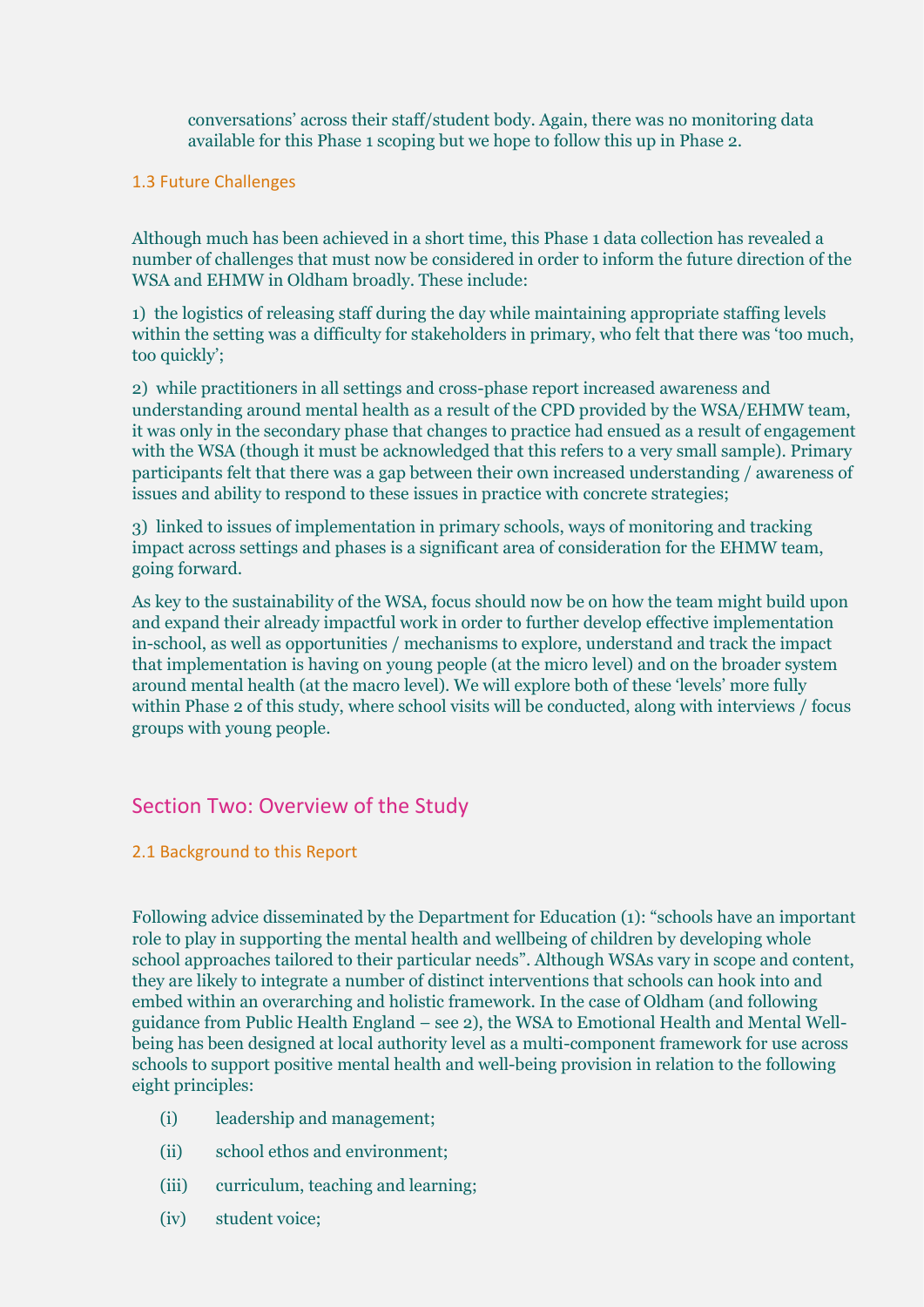conversations' across their staff/student body. Again, there was no monitoring data available for this Phase 1 scoping but we hope to follow this up in Phase 2.

### 1.3 Future Challenges

Although much has been achieved in a short time, this Phase 1 data collection has revealed a number of challenges that must now be considered in order to inform the future direction of the WSA and EHMW in Oldham broadly. These include:

1) the logistics of releasing staff during the day while maintaining appropriate staffing levels within the setting was a difficulty for stakeholders in primary, who felt that there was 'too much, too quickly';

2) while practitioners in all settings and cross-phase report increased awareness and understanding around mental health as a result of the CPD provided by the WSA/EHMW team, it was only in the secondary phase that changes to practice had ensued as a result of engagement with the WSA (though it must be acknowledged that this refers to a very small sample). Primary participants felt that there was a gap between their own increased understanding / awareness of issues and ability to respond to these issues in practice with concrete strategies;

3) linked to issues of implementation in primary schools, ways of monitoring and tracking impact across settings and phases is a significant area of consideration for the EHMW team, going forward.

As key to the sustainability of the WSA, focus should now be on how the team might build upon and expand their already impactful work in order to further develop effective implementation in-school, as well as opportunities / mechanisms to explore, understand and track the impact that implementation is having on young people (at the micro level) and on the broader system around mental health (at the macro level). We will explore both of these 'levels' more fully within Phase 2 of this study, where school visits will be conducted, along with interviews / focus groups with young people.

## Section Two: Overview of the Study

### 2.1 Background to this Report

Following advice disseminated by the Department for Education (1): "schools have an important role to play in supporting the mental health and wellbeing of children by developing whole school approaches tailored to their particular needs". Although WSAs vary in scope and content, they are likely to integrate a number of distinct interventions that schools can hook into and embed within an overarching and holistic framework. In the case of Oldham (and following guidance from Public Health England – see 2), the WSA to Emotional Health and Mental Well-being has been designed at local authority level as a multi-component framework for use across schools to support positive mental health and well-being provision in relation to the following eight principles:

(i) leadership and management;

(ii) school ethos and environment;

(iii) curriculum, teaching and learning;

(iv) student voice;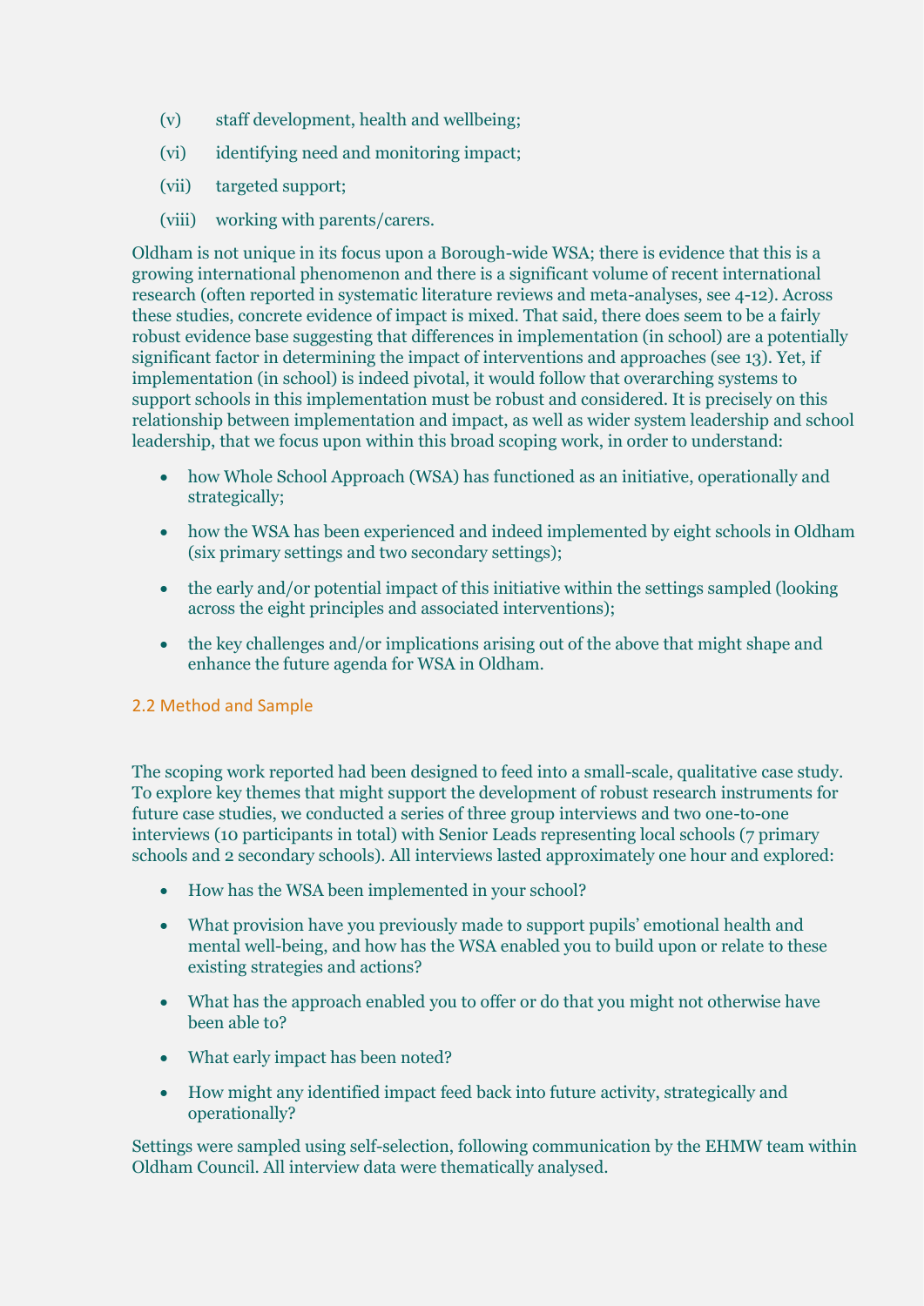(v) staff development, health and wellbeing;

(vi) identifying need and monitoring impact;

(vii) targeted support;

(viii) working with parents/carers.

Oldham is not unique in its focus upon a Borough-wide WSA; there is evidence that this is a growing international phenomenon and there is a significant volume of recent international research (often reported in systematic literature reviews and meta-analyses, see 4-12). Across these studies, concrete evidence of impact is mixed. That said, there does seem to be a fairly robust evidence base suggesting that differences in implementation (in school) are a potentially significant factor in determining the impact of interventions and approaches (see 13). Yet, if implementation (in school) is indeed pivotal, it would follow that overarching systems to support schools in this implementation must be robust and considered. It is precisely on this relationship between implementation and impact, as well as wider system leadership and school leadership, that we focus upon within this broad scoping work, in order to understand:

- how Whole School Approach (WSA) has functioned as an initiative, operationally and strategically;
- how the WSA has been experienced and indeed implemented by eight schools in Oldham (six primary settings and two secondary settings);
- the early and/or potential impact of this initiative within the settings sampled (looking across the eight principles and associated interventions);
- the key challenges and/or implications arising out of the above that might shape and enhance the future agenda for WSA in Oldham.

## 2.2 Method and Sample

The scoping work reported had been designed to feed into a small-scale, qualitative case study. To explore key themes that might support the development of robust research instruments for future case studies, we conducted a series of three group interviews and two one-to-one interviews (10 participants in total) with Senior Leads representing local schools (7 primary schools and 2 secondary schools). All interviews lasted approximately one hour and explored:

- How has the WSA been implemented in your school?
- What provision have you previously made to support pupils' emotional health and mental well-being, and how has the WSA enabled you to build upon or relate to these existing strategies and actions?
- What has the approach enabled you to offer or do that you might not otherwise have been able to?
- What early impact has been noted?
- How might any identified impact feed back into future activity, strategically and operationally?

Settings were sampled using self-selection, following communication by the EHMW team within Oldham Council. All interview data were thematically analysed.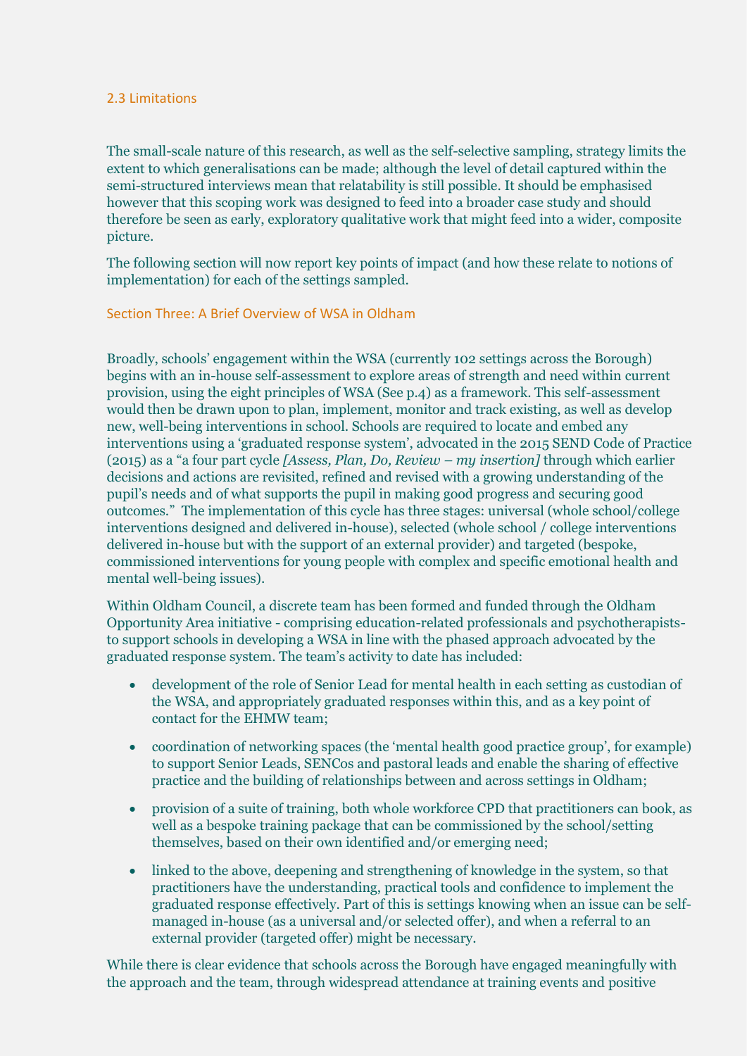### 2.3 Limitations

The small-scale nature of this research, as well as the self-selective sampling, strategy limits the extent to which generalisations can be made; although the level of detail captured within the semi-structured interviews mean that relatability is still possible. It should be emphasised however that this scoping work was designed to feed into a broader case study and should therefore be seen as early, exploratory qualitative work that might feed into a wider, composite picture.

The following section will now report key points of impact (and how these relate to notions of implementation) for each of the settings sampled.

## Section Three: A Brief Overview of WSA in Oldham

Broadly, schools' engagement within the WSA (currently 102 settings across the Borough) begins with an in-house self-assessment to explore areas of strength and need within current provision, using the eight principles of WSA (See p.4) as a framework. This self-assessment would then be drawn upon to plan, implement, monitor and track existing, as well as develop new, well-being interventions in school. Schools are required to locate and embed any interventions using a 'graduated response system', advocated in the 2015 SEND Code of Practice (2015) as a "a four part cycle *[Assess, Plan, Do, Review – my insertion]* through which earlier decisions and actions are revisited, refined and revised with a growing understanding of the pupil's needs and of what supports the pupil in making good progress and securing good outcomes." The implementation of this cycle has three stages: universal (whole school/college interventions designed and delivered in-house), selected (whole school / college interventions delivered in-house but with the support of an external provider) and targeted (bespoke, commissioned interventions for young people with complex and specific emotional health and mental well-being issues).

Within Oldham Council, a discrete team has been formed and funded through the Oldham Opportunity Area initiative - comprising education-related professionals and psychotherapists- to support schools in developing a WSA in line with the phased approach advocated by the graduated response system. The team's activity to date has included:

- development of the role of Senior Lead for mental health in each setting as custodian of the WSA, and appropriately graduated responses within this, and as a key point of contact for the EHMW team;
- coordination of networking spaces (the 'mental health good practice group', for example) to support Senior Leads, SENCos and pastoral leads and enable the sharing of effective practice and the building of relationships between and across settings in Oldham;
- provision of a suite of training, both whole workforce CPD that practitioners can book, as well as a bespoke training package that can be commissioned by the school/setting themselves, based on their own identified and/or emerging need;
- linked to the above, deepening and strengthening of knowledge in the system, so that practitioners have the understanding, practical tools and confidence to implement the graduated response effectively. Part of this is settings knowing when an issue can be self-managed in-house (as a universal and/or selected offer), and when a referral to an external provider (targeted offer) might be necessary.

While there is clear evidence that schools across the Borough have engaged meaningfully with the approach and the team, through widespread attendance at training events and positive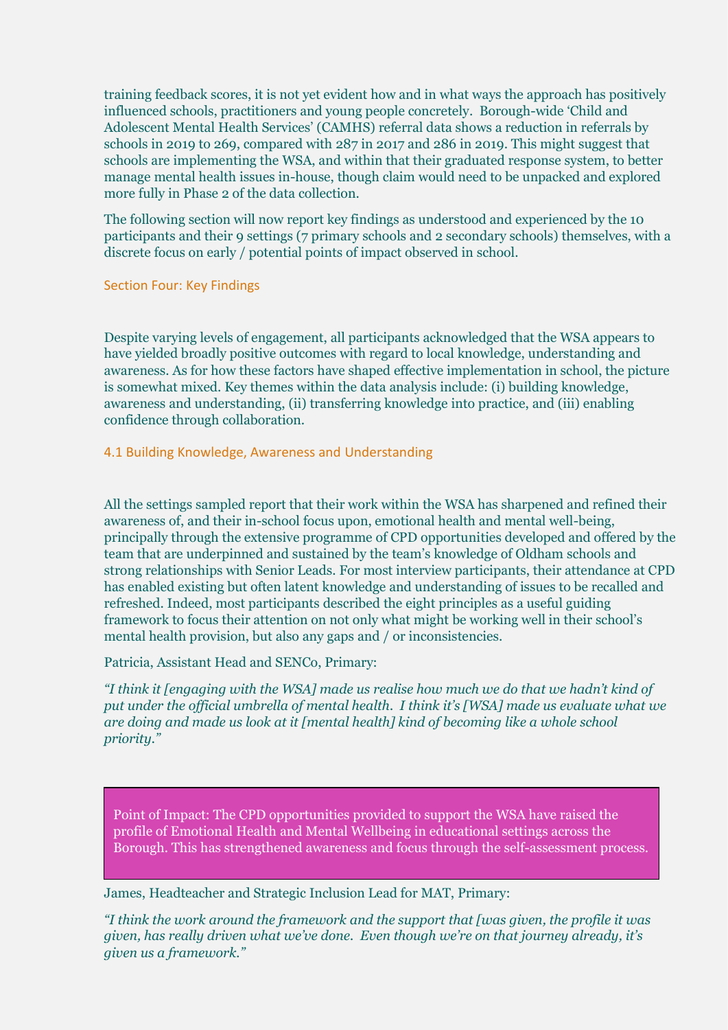training feedback scores, it is not yet evident how and in what ways the approach has positively influenced schools, practitioners and young people concretely. Borough-wide 'Child and Adolescent Mental Health Services' (CAMHS) referral data shows a reduction in referrals by schools in 2019 to 269, compared with 287 in 2017 and 286 in 2019. This might suggest that schools are implementing the WSA, and within that their graduated response system, to better manage mental health issues in-house, though claim would need to be unpacked and explored more fully in Phase 2 of the data collection.

The following section will now report key findings as understood and experienced by the 10 participants and their 9 settings (7 primary schools and 2 secondary schools) themselves, with a discrete focus on early / potential points of impact observed in school.

## Section Four: Key Findings

Despite varying levels of engagement, all participants acknowledged that the WSA appears to have yielded broadly positive outcomes with regard to local knowledge, understanding and awareness. As for how these factors have shaped effective implementation in school, the picture is somewhat mixed. Key themes within the data analysis include: (i) building knowledge, awareness and understanding, (ii) transferring knowledge into practice, and (iii) enabling confidence through collaboration.

### 4.1 Building Knowledge, Awareness and Understanding

All the settings sampled report that their work within the WSA has sharpened and refined their awareness of, and their in-school focus upon, emotional health and mental well-being, principally through the extensive programme of CPD opportunities developed and offered by the team that are underpinned and sustained by the team's knowledge of Oldham schools and strong relationships with Senior Leads. For most interview participants, their attendance at CPD has enabled existing but often latent knowledge and understanding of issues to be recalled and refreshed. Indeed, most participants described the eight principles as a useful guiding framework to focus their attention on not only what might be working well in their school's mental health provision, but also any gaps and / or inconsistencies.

Patricia, Assistant Head and SENCo, Primary:

*"I think it [engaging with the WSA] made us realise how much we do that we hadn't kind of put under the official umbrella of mental health. I think it's [WSA] made us evaluate what we are doing and made us look at it [mental health] kind of becoming like a whole school priority."*

> Point of Impact: The CPD opportunities provided to support the WSA have raised the profile of Emotional Health and Mental Wellbeing in educational settings across the Borough. This has strengthened awareness and focus through the self-assessment process.

James, Headteacher and Strategic Inclusion Lead for MAT, Primary:

*"I think the work around the framework and the support that [was given, the profile it was given, has really driven what we've done. Even though we're on that journey already, it's given us a framework."*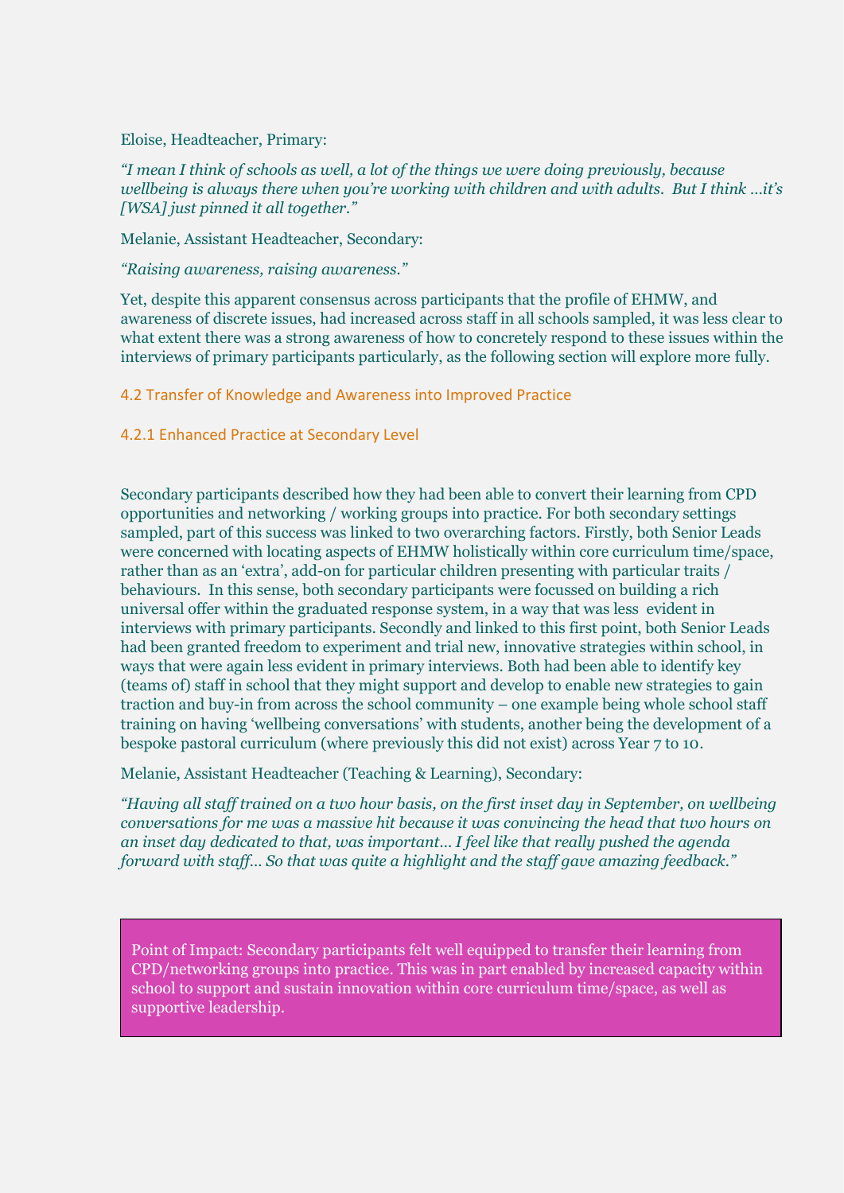Eloise, Headteacher, Primary:

*"I mean I think of schools as well, a lot of the things we were doing previously, because wellbeing is always there when you're working with children and with adults. But I think …it's [WSA] just pinned it all together."*

Melanie, Assistant Headteacher, Secondary:

*"Raising awareness, raising awareness."*

Yet, despite this apparent consensus across participants that the profile of EHMW, and awareness of discrete issues, had increased across staff in all schools sampled, it was less clear to what extent there was a strong awareness of how to concretely respond to these issues within the interviews of primary participants particularly, as the following section will explore more fully.

## 4.2 Transfer of Knowledge and Awareness into Improved Practice

### 4.2.1 Enhanced Practice at Secondary Level

Secondary participants described how they had been able to convert their learning from CPD opportunities and networking / working groups into practice. For both secondary settings sampled, part of this success was linked to two overarching factors. Firstly, both Senior Leads were concerned with locating aspects of EHMW holistically within core curriculum time/space, rather than as an 'extra', add-on for particular children presenting with particular traits / behaviours. In this sense, both secondary participants were focussed on building a rich universal offer within the graduated response system, in a way that was less evident in interviews with primary participants. Secondly and linked to this first point, both Senior Leads had been granted freedom to experiment and trial new, innovative strategies within school, in ways that were again less evident in primary interviews. Both had been able to identify key (teams of) staff in school that they might support and develop to enable new strategies to gain traction and buy-in from across the school community – one example being whole school staff training on having 'wellbeing conversations' with students, another being the development of a bespoke pastoral curriculum (where previously this did not exist) across Year 7 to 10.

Melanie, Assistant Headteacher (Teaching & Learning), Secondary:

*"Having all staff trained on a two hour basis, on the first inset day in September, on wellbeing conversations for me was a massive hit because it was convincing the head that two hours on an inset day dedicated to that, was important… I feel like that really pushed the agenda forward with staff… So that was quite a highlight and the staff gave amazing feedback."*

> Point of Impact: Secondary participants felt well equipped to transfer their learning from CPD/networking groups into practice. This was in part enabled by increased capacity within school to support and sustain innovation within core curriculum time/space, as well as supportive leadership.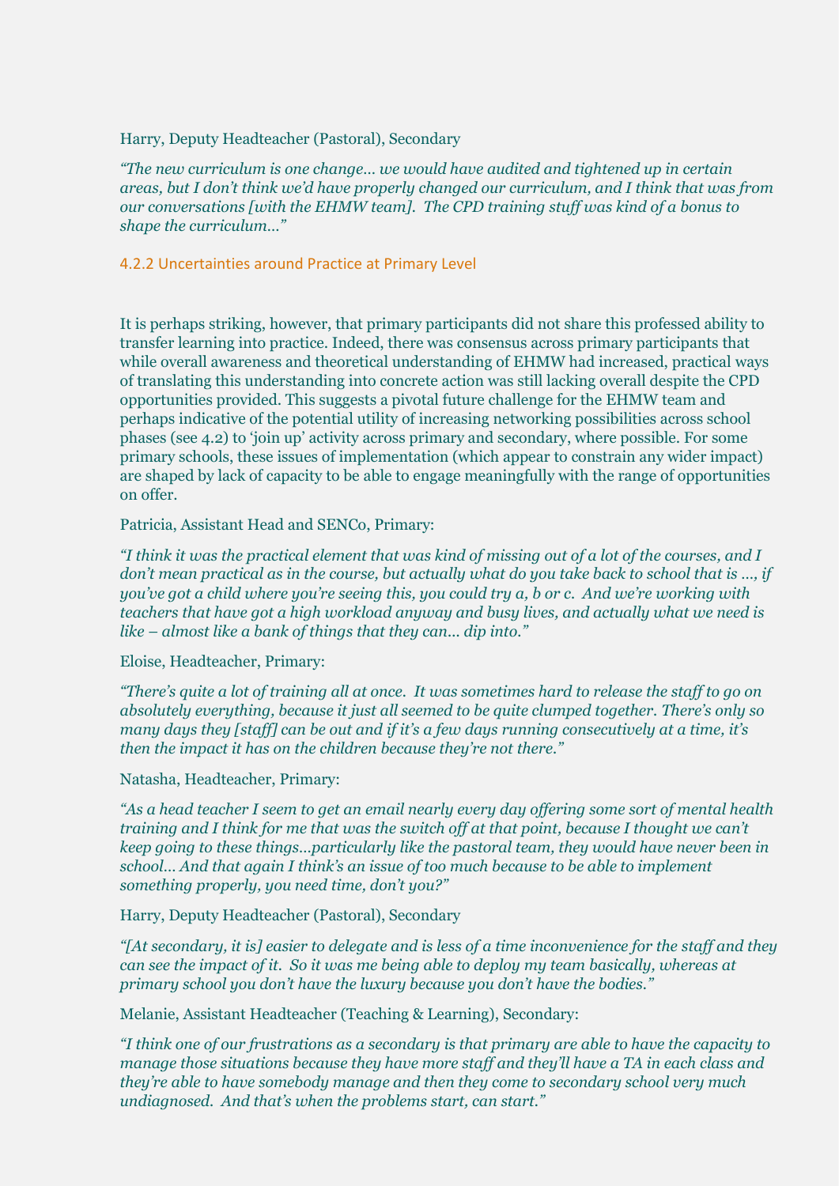Harry, Deputy Headteacher (Pastoral), Secondary

*"The new curriculum is one change… we would have audited and tightened up in certain areas, but I don't think we'd have properly changed our curriculum, and I think that was from our conversations [with the EHMW team]. The CPD training stuff was kind of a bonus to shape the curriculum…"*

### 4.2.2 Uncertainties around Practice at Primary Level

It is perhaps striking, however, that primary participants did not share this professed ability to transfer learning into practice. Indeed, there was consensus across primary participants that while overall awareness and theoretical understanding of EHMW had increased, practical ways of translating this understanding into concrete action was still lacking overall despite the CPD opportunities provided. This suggests a pivotal future challenge for the EHMW team and perhaps indicative of the potential utility of increasing networking possibilities across school phases (see 4.2) to 'join up' activity across primary and secondary, where possible. For some primary schools, these issues of implementation (which appear to constrain any wider impact) are shaped by lack of capacity to be able to engage meaningfully with the range of opportunities on offer.

Patricia, Assistant Head and SENCo, Primary:

*"I think it was the practical element that was kind of missing out of a lot of the courses, and I don't mean practical as in the course, but actually what do you take back to school that is …, if you've got a child where you're seeing this, you could try a, b or c. And we're working with teachers that have got a high workload anyway and busy lives, and actually what we need is like – almost like a bank of things that they can… dip into."*

Eloise, Headteacher, Primary:

*"There's quite a lot of training all at once. It was sometimes hard to release the staff to go on absolutely everything, because it just all seemed to be quite clumped together. There's only so many days they [staff] can be out and if it's a few days running consecutively at a time, it's then the impact it has on the children because they're not there."*

Natasha, Headteacher, Primary:

*"As a head teacher I seem to get an email nearly every day offering some sort of mental health training and I think for me that was the switch off at that point, because I thought we can't keep going to these things…particularly like the pastoral team, they would have never been in school… And that again I think's an issue of too much because to be able to implement something properly, you need time, don't you?"*

Harry, Deputy Headteacher (Pastoral), Secondary

*"[At secondary, it is] easier to delegate and is less of a time inconvenience for the staff and they can see the impact of it. So it was me being able to deploy my team basically, whereas at primary school you don't have the luxury because you don't have the bodies."*

Melanie, Assistant Headteacher (Teaching & Learning), Secondary:

*"I think one of our frustrations as a secondary is that primary are able to have the capacity to manage those situations because they have more staff and they'll have a TA in each class and they're able to have somebody manage and then they come to secondary school very much undiagnosed. And that's when the problems start, can start."*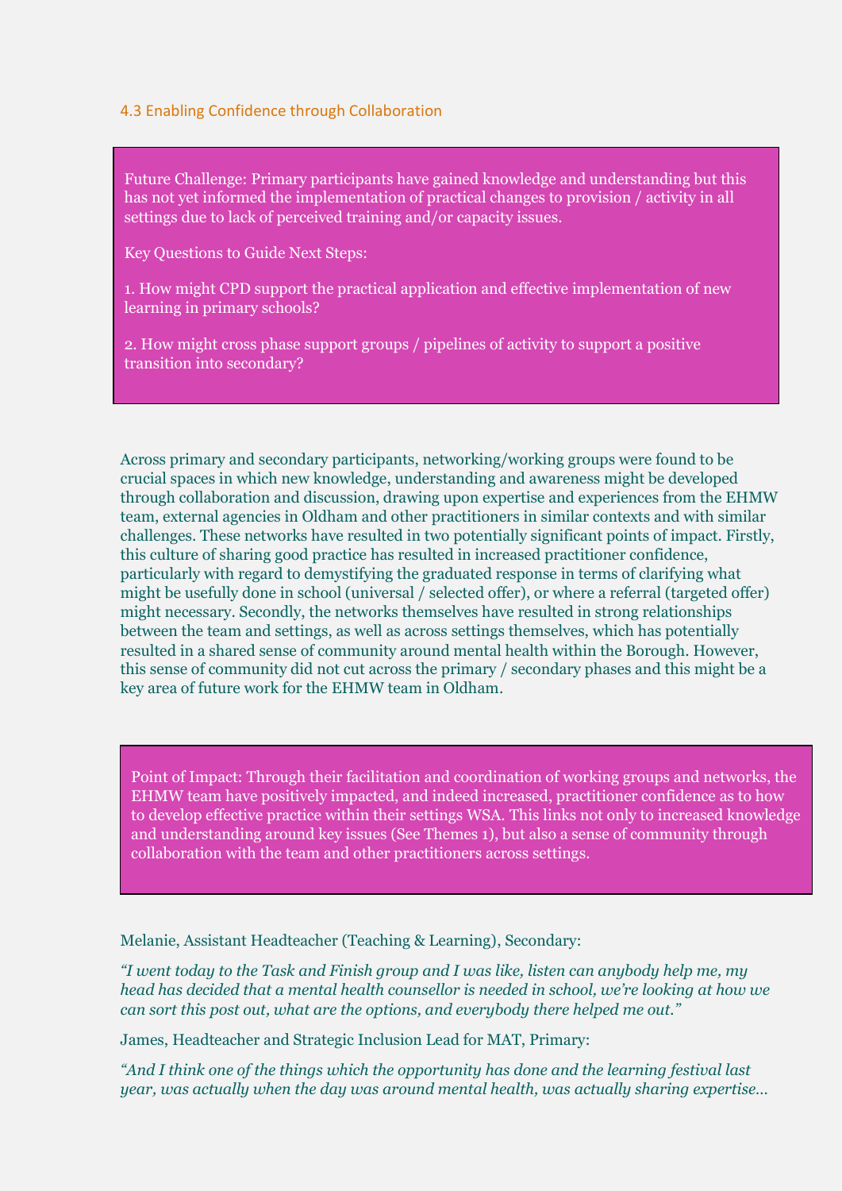### 4.3 Enabling Confidence through Collaboration

> Future Challenge: Primary participants have gained knowledge and understanding but this has not yet informed the implementation of practical changes to provision / activity in all settings due to lack of perceived training and/or capacity issues.
>
> Key Questions to Guide Next Steps:
>
> 1. How might CPD support the practical application and effective implementation of new learning in primary schools?
>
> 2. How might cross phase support groups / pipelines of activity to support a positive transition into secondary?

Across primary and secondary participants, networking/working groups were found to be crucial spaces in which new knowledge, understanding and awareness might be developed through collaboration and discussion, drawing upon expertise and experiences from the EHMW team, external agencies in Oldham and other practitioners in similar contexts and with similar challenges. These networks have resulted in two potentially significant points of impact. Firstly, this culture of sharing good practice has resulted in increased practitioner confidence, particularly with regard to demystifying the graduated response in terms of clarifying what might be usefully done in school (universal / selected offer), or where a referral (targeted offer) might necessary. Secondly, the networks themselves have resulted in strong relationships between the team and settings, as well as across settings themselves, which has potentially resulted in a shared sense of community around mental health within the Borough. However, this sense of community did not cut across the primary / secondary phases and this might be a key area of future work for the EHMW team in Oldham.

> Point of Impact: Through their facilitation and coordination of working groups and networks, the EHMW team have positively impacted, and indeed increased, practitioner confidence as to how to develop effective practice within their settings WSA. This links not only to increased knowledge and understanding around key issues (See Themes 1), but also a sense of community through collaboration with the team and other practitioners across settings.

Melanie, Assistant Headteacher (Teaching & Learning), Secondary:

*"I went today to the Task and Finish group and I was like, listen can anybody help me, my head has decided that a mental health counsellor is needed in school, we're looking at how we can sort this post out, what are the options, and everybody there helped me out."*

James, Headteacher and Strategic Inclusion Lead for MAT, Primary:

*"And I think one of the things which the opportunity has done and the learning festival last year, was actually when the day was around mental health, was actually sharing expertise…*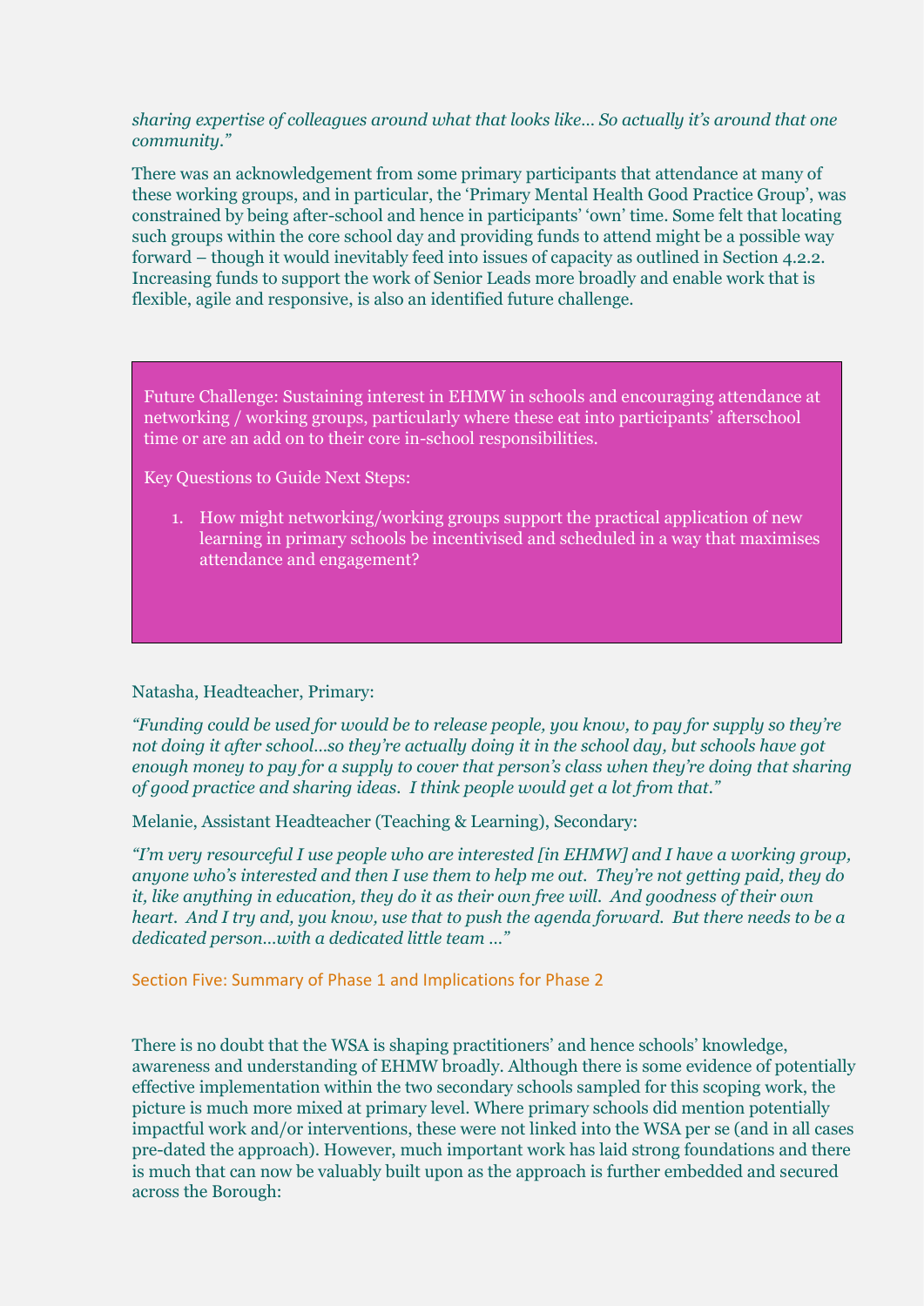*sharing expertise of colleagues around what that looks like… So actually it's around that one community."*

There was an acknowledgement from some primary participants that attendance at many of these working groups, and in particular, the 'Primary Mental Health Good Practice Group', was constrained by being after-school and hence in participants' 'own' time. Some felt that locating such groups within the core school day and providing funds to attend might be a possible way forward – though it would inevitably feed into issues of capacity as outlined in Section 4.2.2. Increasing funds to support the work of Senior Leads more broadly and enable work that is flexible, agile and responsive, is also an identified future challenge.

> Future Challenge: Sustaining interest in EHMW in schools and encouraging attendance at networking / working groups, particularly where these eat into participants' afterschool time or are an add on to their core in-school responsibilities.
>
> Key Questions to Guide Next Steps:
>
> 1. How might networking/working groups support the practical application of new learning in primary schools be incentivised and scheduled in a way that maximises attendance and engagement?

Natasha, Headteacher, Primary:

*"Funding could be used for would be to release people, you know, to pay for supply so they're not doing it after school…so they're actually doing it in the school day, but schools have got enough money to pay for a supply to cover that person's class when they're doing that sharing of good practice and sharing ideas. I think people would get a lot from that."*

Melanie, Assistant Headteacher (Teaching & Learning), Secondary:

*"I'm very resourceful I use people who are interested [in EHMW] and I have a working group, anyone who's interested and then I use them to help me out. They're not getting paid, they do it, like anything in education, they do it as their own free will. And goodness of their own heart. And I try and, you know, use that to push the agenda forward. But there needs to be a dedicated person…with a dedicated little team …"*

## Section Five: Summary of Phase 1 and Implications for Phase 2

There is no doubt that the WSA is shaping practitioners' and hence schools' knowledge, awareness and understanding of EHMW broadly. Although there is some evidence of potentially effective implementation within the two secondary schools sampled for this scoping work, the picture is much more mixed at primary level. Where primary schools did mention potentially impactful work and/or interventions, these were not linked into the WSA per se (and in all cases pre-dated the approach). However, much important work has laid strong foundations and there is much that can now be valuably built upon as the approach is further embedded and secured across the Borough: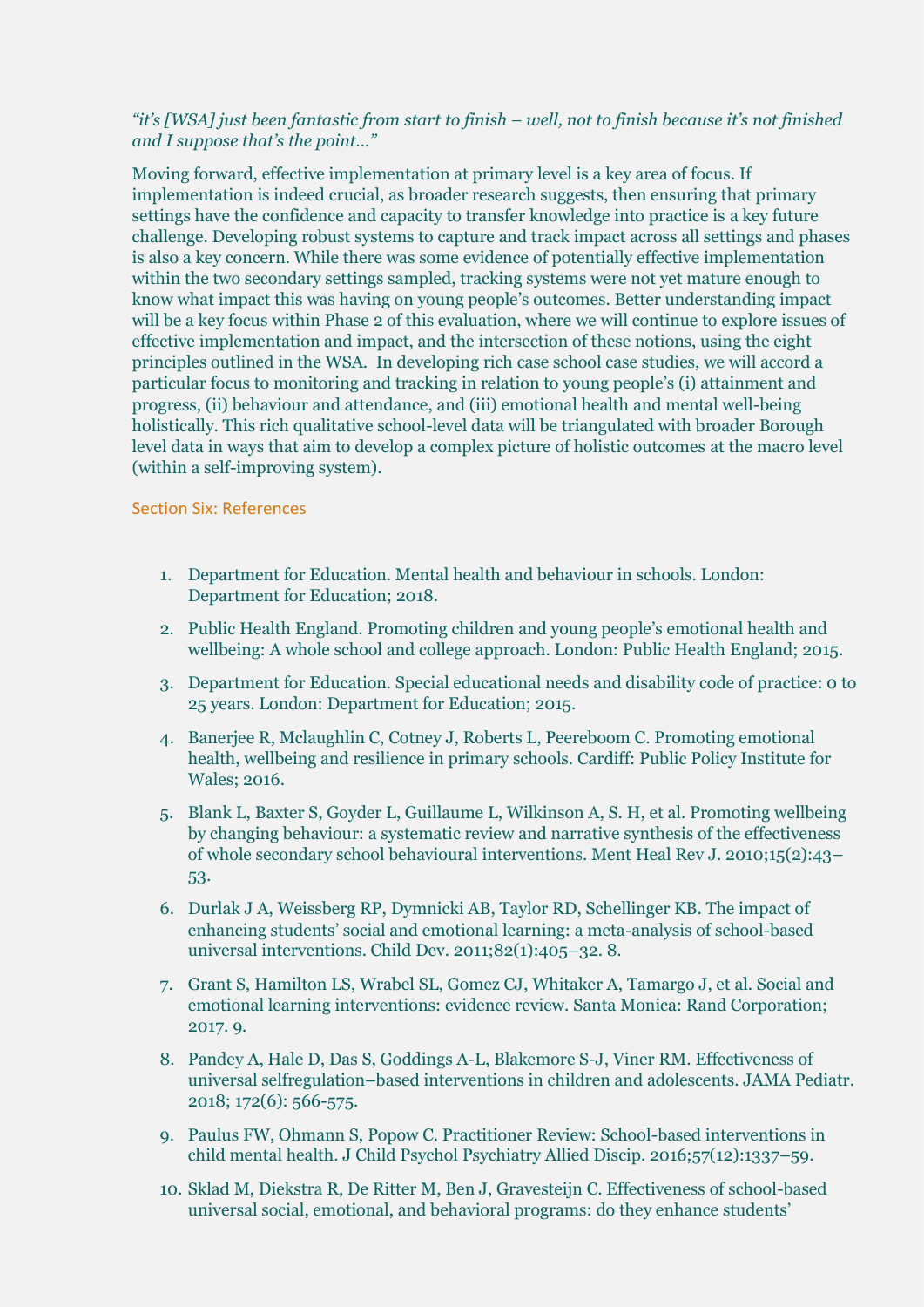*“it’s [WSA] just been fantastic from start to finish – well, not to finish because it’s not finished and I suppose that’s the point…”*

Moving forward, effective implementation at primary level is a key area of focus. If implementation is indeed crucial, as broader research suggests, then ensuring that primary settings have the confidence and capacity to transfer knowledge into practice is a key future challenge. Developing robust systems to capture and track impact across all settings and phases is also a key concern. While there was some evidence of potentially effective implementation within the two secondary settings sampled, tracking systems were not yet mature enough to know what impact this was having on young people’s outcomes. Better understanding impact will be a key focus within Phase 2 of this evaluation, where we will continue to explore issues of effective implementation and impact, and the intersection of these notions, using the eight principles outlined in the WSA. In developing rich case school case studies, we will accord a particular focus to monitoring and tracking in relation to young people’s (i) attainment and progress, (ii) behaviour and attendance, and (iii) emotional health and mental well-being holistically. This rich qualitative school-level data will be triangulated with broader Borough level data in ways that aim to develop a complex picture of holistic outcomes at the macro level (within a self-improving system).

## Section Six: References

1. Department for Education. Mental health and behaviour in schools. London: Department for Education; 2018.
2. Public Health England. Promoting children and young people’s emotional health and wellbeing: A whole school and college approach. London: Public Health England; 2015.
3. Department for Education. Special educational needs and disability code of practice: 0 to 25 years. London: Department for Education; 2015.
4. Banerjee R, Mclaughlin C, Cotney J, Roberts L, Peereboom C. Promoting emotional health, wellbeing and resilience in primary schools. Cardiff: Public Policy Institute for Wales; 2016.
5. Blank L, Baxter S, Goyder L, Guillaume L, Wilkinson A, S. H, et al. Promoting wellbeing by changing behaviour: a systematic review and narrative synthesis of the effectiveness of whole secondary school behavioural interventions. Ment Heal Rev J. 2010;15(2):43–53.
6. Durlak J A, Weissberg RP, Dymnicki AB, Taylor RD, Schellinger KB. The impact of enhancing students’ social and emotional learning: a meta-analysis of school-based universal interventions. Child Dev. 2011;82(1):405–32. 8.
7. Grant S, Hamilton LS, Wrabel SL, Gomez CJ, Whitaker A, Tamargo J, et al. Social and emotional learning interventions: evidence review. Santa Monica: Rand Corporation; 2017. 9.
8. Pandey A, Hale D, Das S, Goddings A-L, Blakemore S-J, Viner RM. Effectiveness of universal selfregulation–based interventions in children and adolescents. JAMA Pediatr. 2018; 172(6): 566-575.
9. Paulus FW, Ohmann S, Popow C. Practitioner Review: School-based interventions in child mental health. J Child Psychol Psychiatry Allied Discip. 2016;57(12):1337–59.
10. Sklad M, Diekstra R, De Ritter M, Ben J, Gravesteijn C. Effectiveness of school-based universal social, emotional, and behavioral programs: do they enhance students’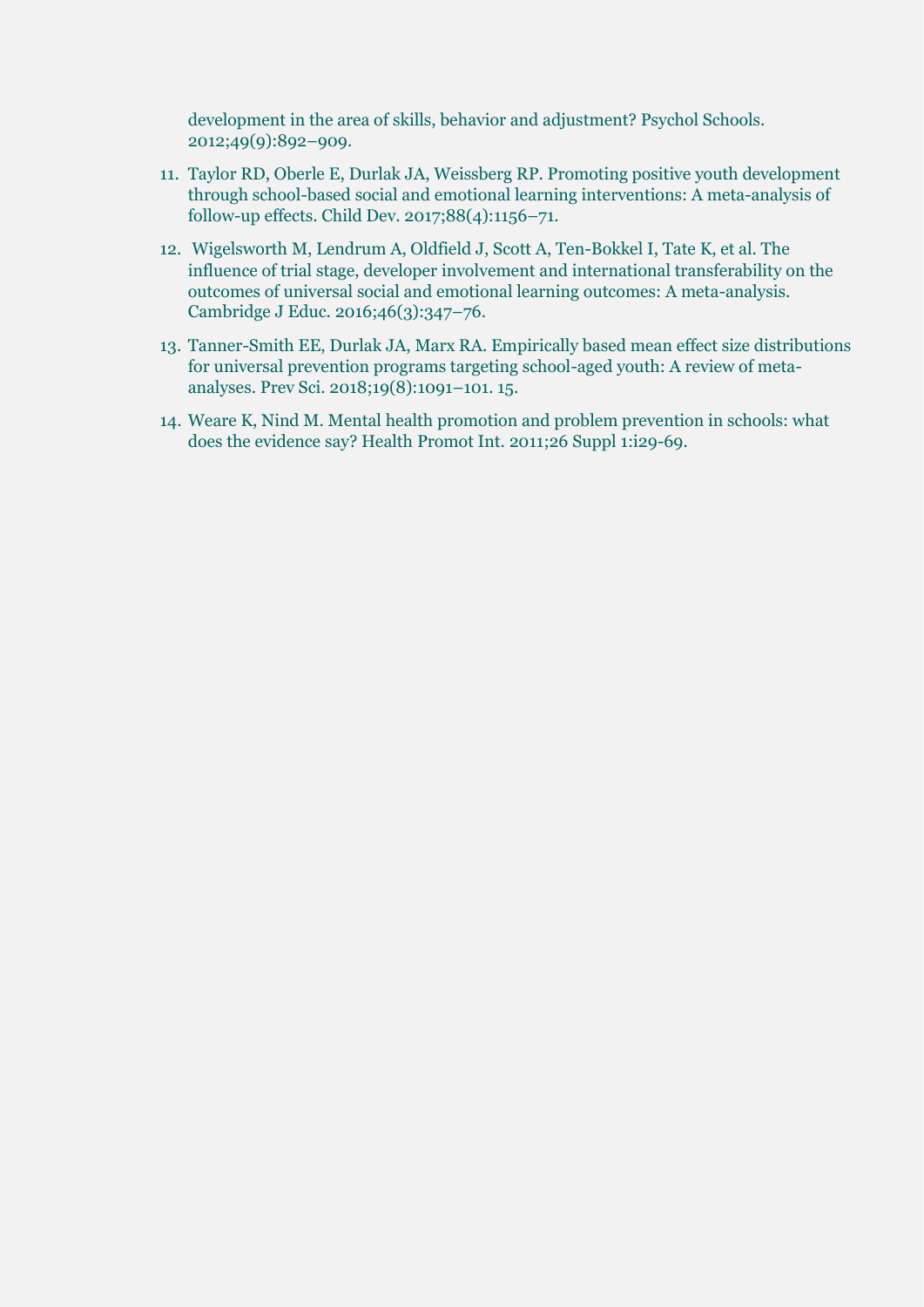development in the area of skills, behavior and adjustment? Psychol Schools. 2012;49(9):892–909.

11. Taylor RD, Oberle E, Durlak JA, Weissberg RP. Promoting positive youth development through school-based social and emotional learning interventions: A meta-analysis of follow-up effects. Child Dev. 2017;88(4):1156–71.
12. Wigelsworth M, Lendrum A, Oldfield J, Scott A, Ten-Bokkel I, Tate K, et al. The influence of trial stage, developer involvement and international transferability on the outcomes of universal social and emotional learning outcomes: A meta-analysis. Cambridge J Educ. 2016;46(3):347–76.
13. Tanner-Smith EE, Durlak JA, Marx RA. Empirically based mean effect size distributions for universal prevention programs targeting school-aged youth: A review of meta-analyses. Prev Sci. 2018;19(8):1091–101. 15.
14. Weare K, Nind M. Mental health promotion and problem prevention in schools: what does the evidence say? Health Promot Int. 2011;26 Suppl 1:i29-69.